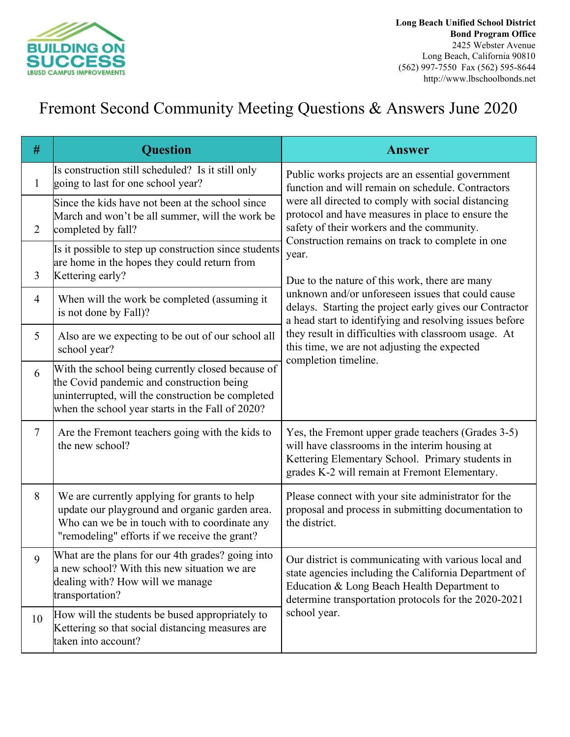Long Beach Unified School District
**Bond Program Office**
2425 Webster Avenue
Long Beach, California 90810
(562) 997-7550 Fax (562) 595-8644
http://www.lbschoolbonds.net

# Fremont Second Community Meeting Questions & Answers June 2020

| # | Question | Answer |
|---|---|---|
| 1 | Is construction still scheduled? Is it still only going to last for one school year? | Public works projects are an essential government function and will remain on schedule. Contractors were all directed to comply with social distancing protocol and have measures in place to ensure the safety of their workers and the community. Construction remains on track to complete in one year.<br><br>Due to the nature of this work, there are many unknown and/or unforeseen issues that could cause delays. Starting the project early gives our Contractor a head start to identifying and resolving issues before they result in difficulties with classroom usage. At this time, we are not adjusting the expected completion timeline. |
| 2 | Since the kids have not been at the school since March and won't be all summer, will the work be completed by fall? | |
| 3 | Is it possible to step up construction since students are home in the hopes they could return from Kettering early? | |
| 4 | When will the work be completed (assuming it is not done by Fall)? | |
| 5 | Also are we expecting to be out of our school all school year? | |
| 6 | With the school being currently closed because of the Covid pandemic and construction being uninterrupted, will the construction be completed when the school year starts in the Fall of 2020? | |
| 7 | Are the Fremont teachers going with the kids to the new school? | Yes, the Fremont upper grade teachers (Grades 3-5) will have classrooms in the interim housing at Kettering Elementary School. Primary students in grades K-2 will remain at Fremont Elementary. |
| 8 | We are currently applying for grants to help update our playground and organic garden area. Who can we be in touch with to coordinate any "remodeling" efforts if we receive the grant? | Please connect with your site administrator for the proposal and process in submitting documentation to the district. |
| 9 | What are the plans for our 4th grades? going into a new school? With this new situation we are dealing with? How will we manage transportation? | Our district is communicating with various local and state agencies including the California Department of Education & Long Beach Health Department to determine transportation protocols for the 2020-2021 school year. |
| 10 | How will the students be bused appropriately to Kettering so that social distancing measures are taken into account? | |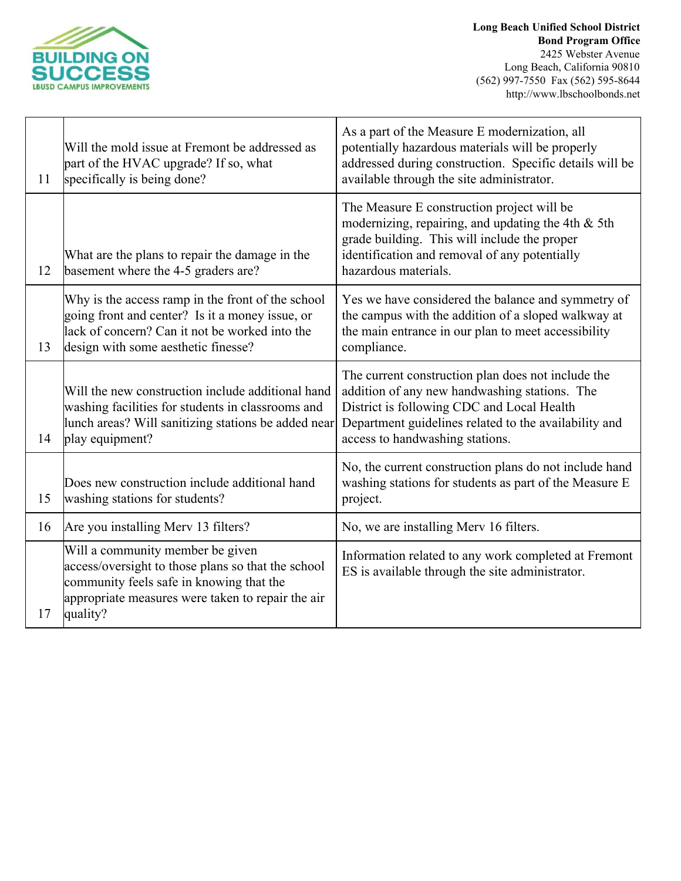| | | |
|---|---|---|
| 11 | Will the mold issue at Fremont be addressed as part of the HVAC upgrade? If so, what specifically is being done? | As a part of the Measure E modernization, all potentially hazardous materials will be properly addressed during construction. Specific details will be available through the site administrator. |
| 12 | What are the plans to repair the damage in the basement where the 4-5 graders are? | The Measure E construction project will be modernizing, repairing, and updating the 4th & 5th grade building. This will include the proper identification and removal of any potentially hazardous materials. |
| 13 | Why is the access ramp in the front of the school going front and center? Is it a money issue, or lack of concern? Can it not be worked into the design with some aesthetic finesse? | Yes we have considered the balance and symmetry of the campus with the addition of a sloped walkway at the main entrance in our plan to meet accessibility compliance. |
| 14 | Will the new construction include additional hand washing facilities for students in classrooms and lunch areas? Will sanitizing stations be added near play equipment? | The current construction plan does not include the addition of any new handwashing stations. The District is following CDC and Local Health Department guidelines related to the availability and access to handwashing stations. |
| 15 | Does new construction include additional hand washing stations for students? | No, the current construction plans do not include hand washing stations for students as part of the Measure E project. |
| 16 | Are you installing Merv 13 filters? | No, we are installing Merv 16 filters. |
| 17 | Will a community member be given access/oversight to those plans so that the school community feels safe in knowing that the appropriate measures were taken to repair the air quality? | Information related to any work completed at Fremont ES is available through the site administrator. |